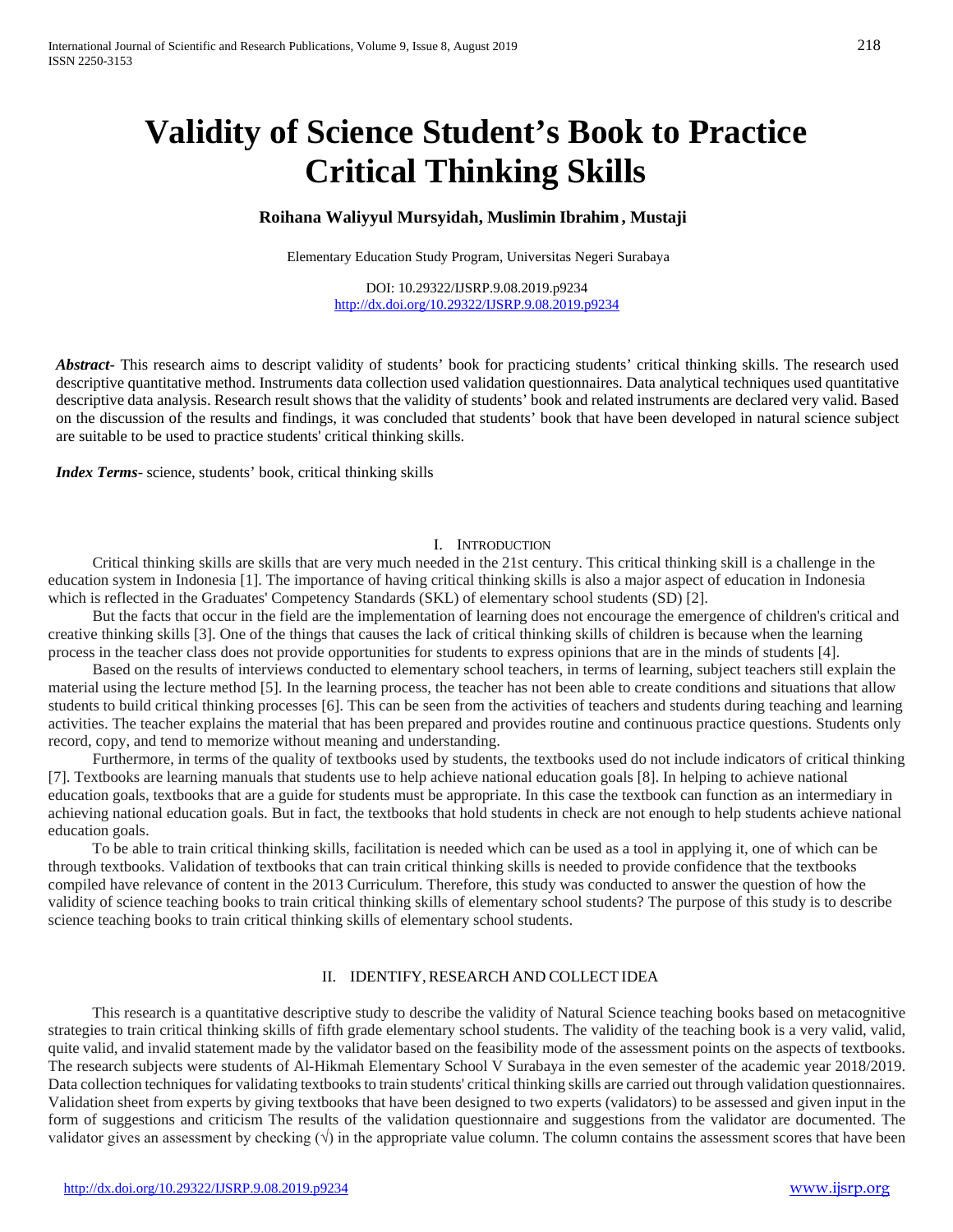# Validity of Science Student's Book to Practice Critical Thinking Skills

**Roihana Waliyyul Mursyidah, Muslimin Ibrahim, Mustaji**

Elementary Education Study Program, Universitas Negeri Surabaya

DOI: 10.29322/IJSRP.9.08.2019.p9234
http://dx.doi.org/10.29322/IJSRP.9.08.2019.p9234

***Abstract-*** This research aims to descript validity of students' book for practicing students' critical thinking skills. The research used descriptive quantitative method. Instruments data collection used validation questionnaires. Data analytical techniques used quantitative descriptive data analysis. Research result shows that the validity of students' book and related instruments are declared very valid. Based on the discussion of the results and findings, it was concluded that students' book that have been developed in natural science subject are suitable to be used to practice students' critical thinking skills.

***Index Terms-*** science, students' book, critical thinking skills

## I. Introduction

Critical thinking skills are skills that are very much needed in the 21st century. This critical thinking skill is a challenge in the education system in Indonesia [1]. The importance of having critical thinking skills is also a major aspect of education in Indonesia which is reflected in the Graduates' Competency Standards (SKL) of elementary school students (SD) [2].

But the facts that occur in the field are the implementation of learning does not encourage the emergence of children's critical and creative thinking skills [3]. One of the things that causes the lack of critical thinking skills of children is because when the learning process in the teacher class does not provide opportunities for students to express opinions that are in the minds of students [4].

Based on the results of interviews conducted to elementary school teachers, in terms of learning, subject teachers still explain the material using the lecture method [5]. In the learning process, the teacher has not been able to create conditions and situations that allow students to build critical thinking processes [6]. This can be seen from the activities of teachers and students during teaching and learning activities. The teacher explains the material that has been prepared and provides routine and continuous practice questions. Students only record, copy, and tend to memorize without meaning and understanding.

Furthermore, in terms of the quality of textbooks used by students, the textbooks used do not include indicators of critical thinking [7]. Textbooks are learning manuals that students use to help achieve national education goals [8]. In helping to achieve national education goals, textbooks that are a guide for students must be appropriate. In this case the textbook can function as an intermediary in achieving national education goals. But in fact, the textbooks that hold students in check are not enough to help students achieve national education goals.

To be able to train critical thinking skills, facilitation is needed which can be used as a tool in applying it, one of which can be through textbooks. Validation of textbooks that can train critical thinking skills is needed to provide confidence that the textbooks compiled have relevance of content in the 2013 Curriculum. Therefore, this study was conducted to answer the question of how the validity of science teaching books to train critical thinking skills of elementary school students? The purpose of this study is to describe science teaching books to train critical thinking skills of elementary school students.

## II. Identify, Research and Collect Idea

This research is a quantitative descriptive study to describe the validity of Natural Science teaching books based on metacognitive strategies to train critical thinking skills of fifth grade elementary school students. The validity of the teaching book is a very valid, valid, quite valid, and invalid statement made by the validator based on the feasibility mode of the assessment points on the aspects of textbooks. The research subjects were students of Al-Hikmah Elementary School V Surabaya in the even semester of the academic year 2018/2019. Data collection techniques for validating textbooks to train students' critical thinking skills are carried out through validation questionnaires. Validation sheet from experts by giving textbooks that have been designed to two experts (validators) to be assessed and given input in the form of suggestions and criticism The results of the validation questionnaire and suggestions from the validator are documented. The validator gives an assessment by checking (√) in the appropriate value column. The column contains the assessment scores that have been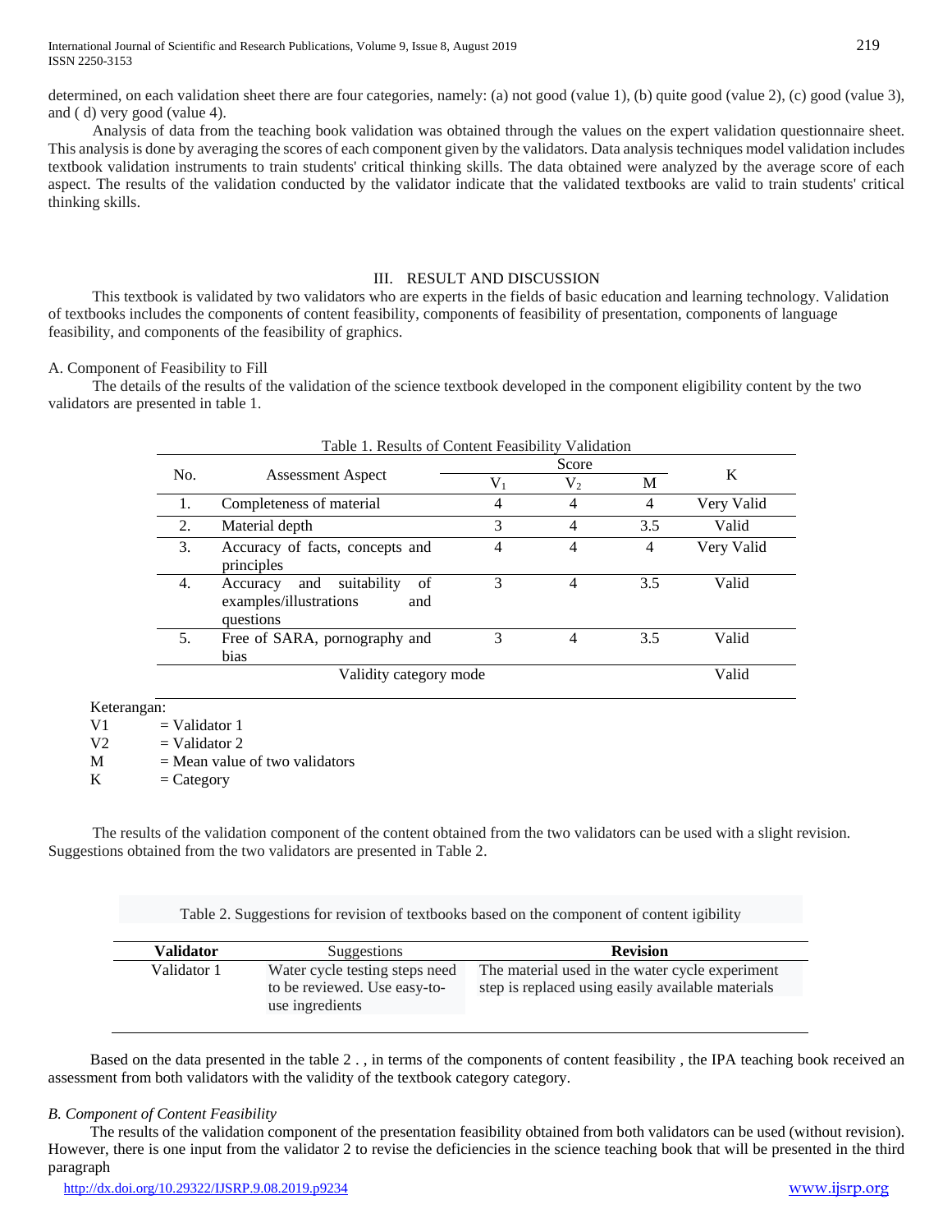determined, on each validation sheet there are four categories, namely: (a) not good (value 1), (b) quite good (value 2), (c) good (value 3), and ( d) very good (value 4).

Analysis of data from the teaching book validation was obtained through the values on the expert validation questionnaire sheet. This analysis is done by averaging the scores of each component given by the validators. Data analysis techniques model validation includes textbook validation instruments to train students' critical thinking skills. The data obtained were analyzed by the average score of each aspect. The results of the validation conducted by the validator indicate that the validated textbooks are valid to train students' critical thinking skills.

## III. RESULT AND DISCUSSION

This textbook is validated by two validators who are experts in the fields of basic education and learning technology. Validation of textbooks includes the components of content feasibility, components of feasibility of presentation, components of language feasibility, and components of the feasibility of graphics.

### A. Component of Feasibility to Fill

The details of the results of the validation of the science textbook developed in the component eligibility content by the two validators are presented in table 1.

Table 1. Results of Content Feasibility Validation

| No. | Assessment Aspect | Score | | | K |
|---|---|---|---|---|---|
| | | $V_1$ | $V_2$ | M | |
| 1. | Completeness of material | 4 | 4 | 4 | Very Valid |
| 2. | Material depth | 3 | 4 | 3.5 | Valid |
| 3. | Accuracy of facts, concepts and principles | 4 | 4 | 4 | Very Valid |
| 4. | Accuracy and suitability of examples/illustrations and questions | 3 | 4 | 3.5 | Valid |
| 5. | Free of SARA, pornography and bias | 3 | 4 | 3.5 | Valid |
| | Validity category mode | | | | Valid |

Keterangan:

V1 = Validator 1
V2 = Validator 2
M = Mean value of two validators
K = Category

The results of the validation component of the content obtained from the two validators can be used with a slight revision. Suggestions obtained from the two validators are presented in Table 2.

Table 2. Suggestions for revision of textbooks based on the component of content igibility

| **Validator** | Suggestions | **Revision** |
|---|---|---|
| Validator 1 | Water cycle testing steps need to be reviewed. Use easy-to-use ingredients | The material used in the water cycle experiment step is replaced using easily available materials |

Based on the data presented in the table 2 . , in terms of the components of content feasibility , the IPA teaching book received an assessment from both validators with the validity of the textbook category category.

### *B. Component of Content Feasibility*

The results of the validation component of the presentation feasibility obtained from both validators can be used (without revision). However, there is one input from the validator 2 to revise the deficiencies in the science teaching book that will be presented in the third paragraph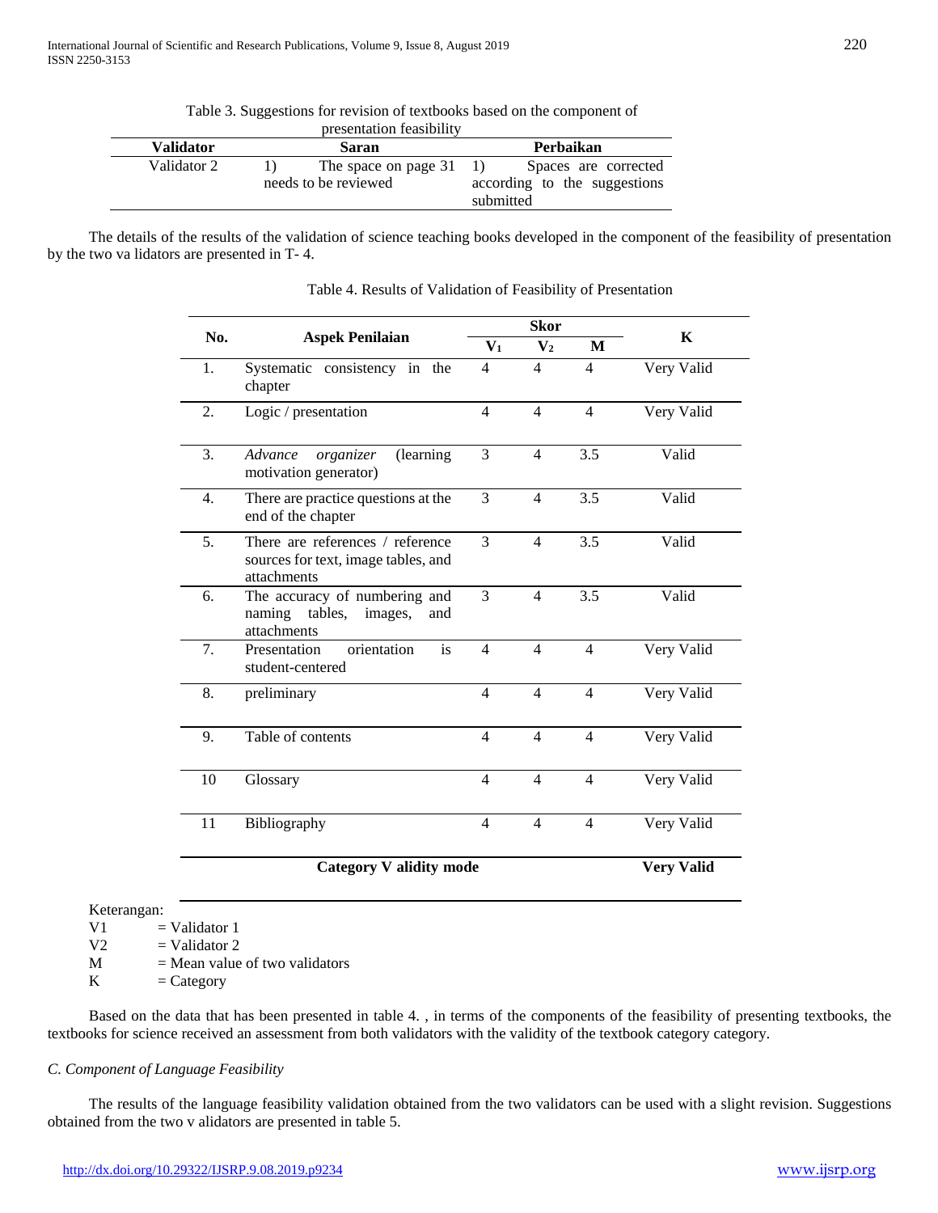Table 3. Suggestions for revision of textbooks based on the component of presentation feasibility

| Validator | Saran | Perbaikan |
|---|---|---|
| Validator 2 | 1) The space on page 31 needs to be reviewed | 1) Spaces are corrected according to the suggestions submitted |

The details of the results of the validation of science teaching books developed in the component of the feasibility of presentation by the two va lidators are presented in T- 4.

Table 4. Results of Validation of Feasibility of Presentation

| No. | Aspek Penilaian | Skor | | | K |
|---|---|---|---|---|---|
| | | $V_1$ | $V_2$ | M | |
| 1. | Systematic consistency in the chapter | 4 | 4 | 4 | Very Valid |
| 2. | Logic / presentation | 4 | 4 | 4 | Very Valid |
| 3. | *Advance organizer* (learning motivation generator) | 3 | 4 | 3.5 | Valid |
| 4. | There are practice questions at the end of the chapter | 3 | 4 | 3.5 | Valid |
| 5. | There are references / reference sources for text, image tables, and attachments | 3 | 4 | 3.5 | Valid |
| 6. | The accuracy of numbering and naming tables, images, and attachments | 3 | 4 | 3.5 | Valid |
| 7. | Presentation orientation is student-centered | 4 | 4 | 4 | Very Valid |
| 8. | preliminary | 4 | 4 | 4 | Very Valid |
| 9. | Table of contents | 4 | 4 | 4 | Very Valid |
| 10 | Glossary | 4 | 4 | 4 | Very Valid |
| 11 | Bibliography | 4 | 4 | 4 | Very Valid |
| | **Category V alidity mode** | | | | **Very Valid** |

Keterangan:
V1 = Validator 1
V2 = Validator 2
M = Mean value of two validators
K = Category

Based on the data that has been presented in table 4. , in terms of the components of the feasibility of presenting textbooks, the textbooks for science received an assessment from both validators with the validity of the textbook category category.

*C. Component of Language Feasibility*

The results of the language feasibility validation obtained from the two validators can be used with a slight revision. Suggestions obtained from the two v alidators are presented in table 5.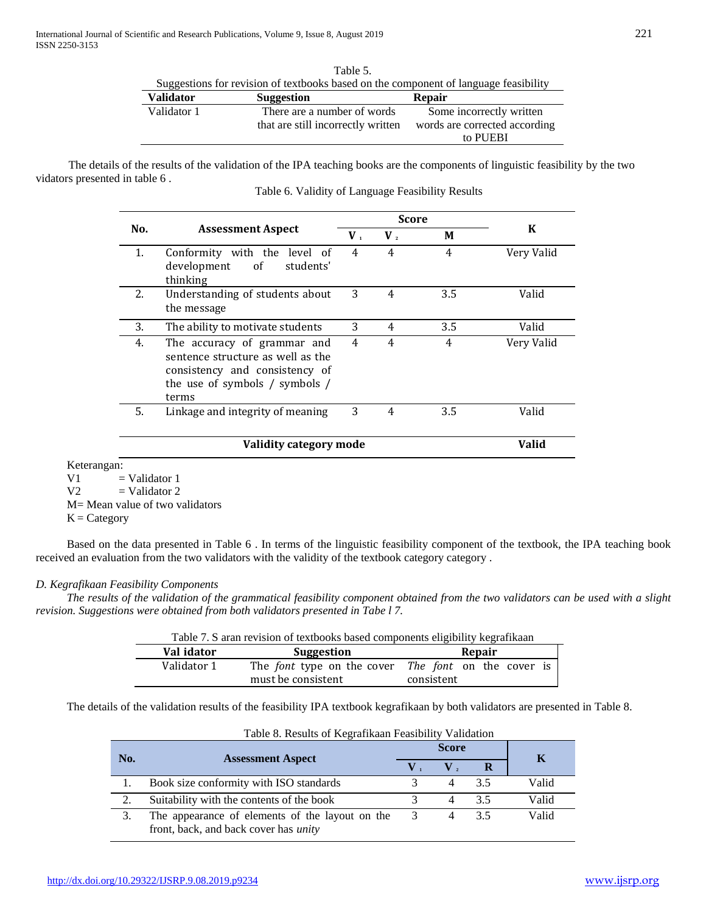Table 5.
Suggestions for revision of textbooks based on the component of language feasibility

| Validator | Suggestion | Repair |
|---|---|---|
| Validator 1 | There are a number of words that are still incorrectly written | Some incorrectly written words are corrected according to PUEBI |

The details of the results of the validation of the IPA teaching books are the components of linguistic feasibility by the two vidators presented in table 6 .

Table 6. Validity of Language Feasibility Results

| No. | Assessment Aspect | Score | | | K |
|---|---|---|---|---|---|
| | | $V_1$ | $V_2$ | M | |
| 1. | Conformity with the level of development of students' thinking | 4 | 4 | 4 | Very Valid |
| 2. | Understanding of students about the message | 3 | 4 | 3.5 | Valid |
| 3. | The ability to motivate students | 3 | 4 | 3.5 | Valid |
| 4. | The accuracy of grammar and sentence structure as well as the consistency and consistency of the use of symbols / symbols / terms | 4 | 4 | 4 | Very Valid |
| 5. | Linkage and integrity of meaning | 3 | 4 | 3.5 | Valid |
| | **Validity category mode** | | | | **Valid** |

Keterangan:
V1 = Validator 1
V2 = Validator 2
M= Mean value of two validators
K = Category

Based on the data presented in Table 6 . In terms of the linguistic feasibility component of the textbook, the IPA teaching book received an evaluation from the two validators with the validity of the textbook category category .

*D. Kegrafikaan Feasibility Components*

*The results of the validation of the grammatical feasibility component obtained from the two validators can be used with a slight revision. Suggestions were obtained from both validators presented in Tabe l 7.*

Table 7. S aran revision of textbooks based components eligibility kegrafikaan

| Val idator | Suggestion | Repair |
|---|---|---|
| Validator 1 | The *font* type on the cover must be consistent | *The font* on the cover is consistent |

The details of the validation results of the feasibility IPA textbook kegrafikaan by both validators are presented in Table 8.

Table 8. Results of Kegrafikaan Feasibility Validation

| No. | Assessment Aspect | Score | | | K |
|---|---|---|---|---|---|
| | | $V_1$ | $V_2$ | R | |
| 1. | Book size conformity with ISO standards | 3 | 4 | 3.5 | Valid |
| 2. | Suitability with the contents of the book | 3 | 4 | 3.5 | Valid |
| 3. | The appearance of elements of the layout on the front, back, and back cover has *unity* | 3 | 4 | 3.5 | Valid |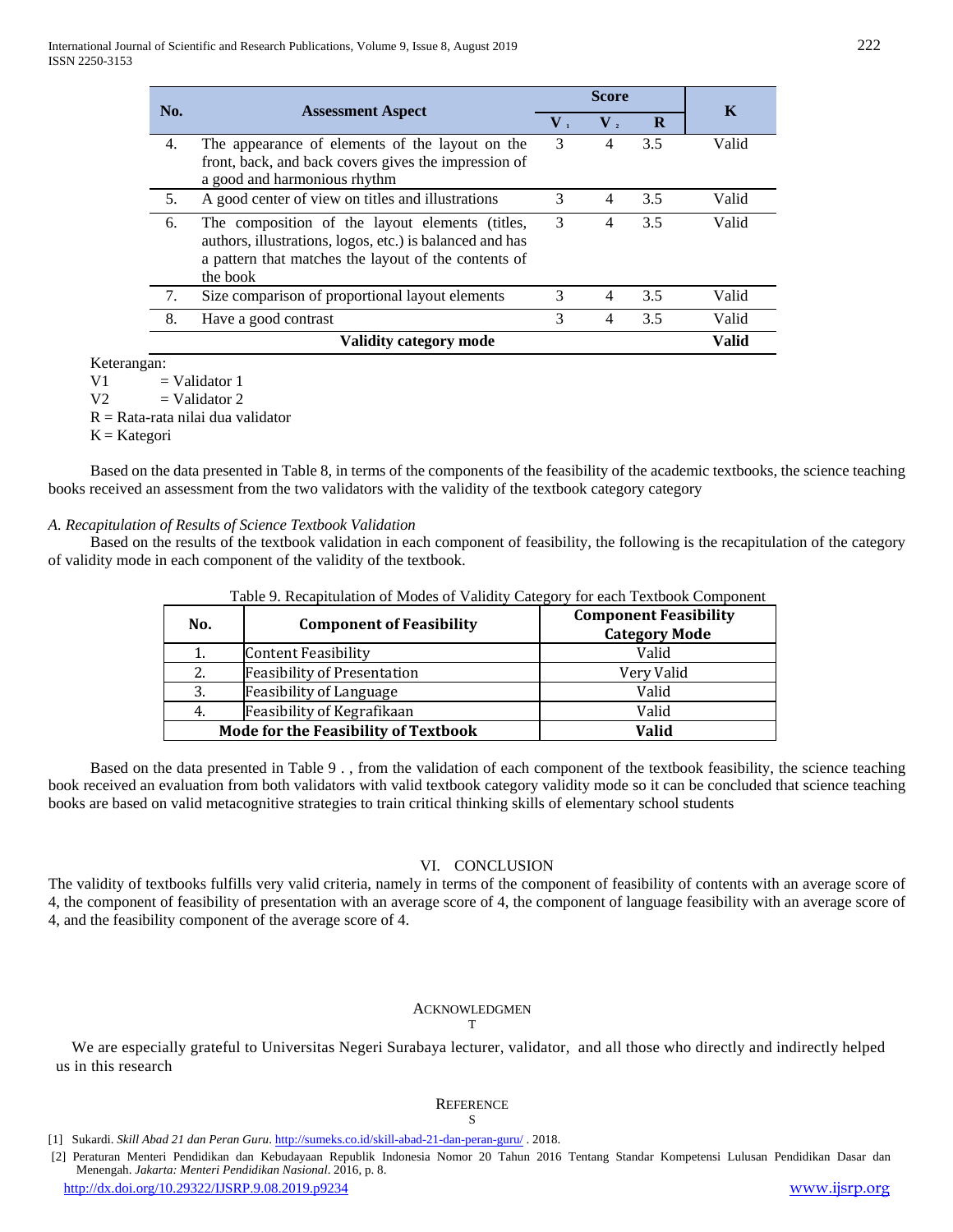| No. | Assessment Aspect | Score | | | K |
|---|---|---|---|---|---|
| | | V 1 | V 2 | R | |
| 4. | The appearance of elements of the layout on the front, back, and back covers gives the impression of a good and harmonious rhythm | 3 | 4 | 3.5 | Valid |
| 5. | A good center of view on titles and illustrations | 3 | 4 | 3.5 | Valid |
| 6. | The composition of the layout elements (titles, authors, illustrations, logos, etc.) is balanced and has a pattern that matches the layout of the contents of the book | 3 | 4 | 3.5 | Valid |
| 7. | Size comparison of proportional layout elements | 3 | 4 | 3.5 | Valid |
| 8. | Have a good contrast | 3 | 4 | 3.5 | Valid |
| **Validity category mode** | | | | | **Valid** |

Keterangan:
V1 = Validator 1
V2 = Validator 2
R = Rata-rata nilai dua validator
K = Kategori

Based on the data presented in Table 8, in terms of the components of the feasibility of the academic textbooks, the science teaching books received an assessment from the two validators with the validity of the textbook category category

*A. Recapitulation of Results of Science Textbook Validation*

Based on the results of the textbook validation in each component of feasibility, the following is the recapitulation of the category of validity mode in each component of the validity of the textbook.

Table 9. Recapitulation of Modes of Validity Category for each Textbook Component

| No. | Component of Feasibility | Component Feasibility Category Mode |
|---|---|---|
| 1. | Content Feasibility | Valid |
| 2. | Feasibility of Presentation | Very Valid |
| 3. | Feasibility of Language | Valid |
| 4. | Feasibility of Kegrafikaan | Valid |
| **Mode for the Feasibility of Textbook** | | **Valid** |

Based on the data presented in Table 9 . , from the validation of each component of the textbook feasibility, the science teaching book received an evaluation from both validators with valid textbook category validity mode so it can be concluded that science teaching books are based on valid metacognitive strategies to train critical thinking skills of elementary school students

## VI. CONCLUSION

The validity of textbooks fulfills very valid criteria, namely in terms of the component of feasibility of contents with an average score of 4, the component of feasibility of presentation with an average score of 4, the component of language feasibility with an average score of 4, and the feasibility component of the average score of 4.

## ACKNOWLEDGMENT

We are especially grateful to Universitas Negeri Surabaya lecturer, validator, and all those who directly and indirectly helped us in this research

## REFERENCES

[1] Sukardi. *Skill Abad 21 dan Peran Guru*. http://sumeks.co.id/skill-abad-21-dan-peran-guru/ . 2018.

[2] Peraturan Menteri Pendidikan dan Kebudayaan Republik Indonesia Nomor 20 Tahun 2016 Tentang Standar Kompetensi Lulusan Pendidikan Dasar dan Menengah. *Jakarta: Menteri Pendidikan Nasional*. 2016, p. 8.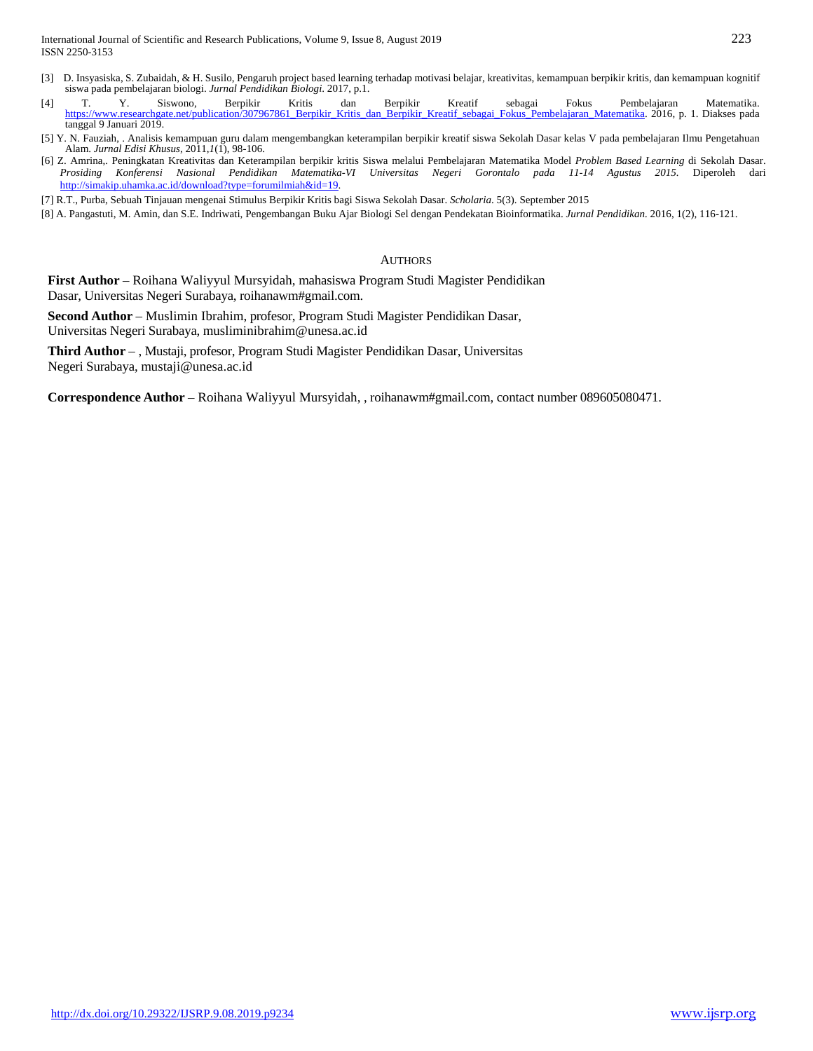[3] D. Insyasiska, S. Zubaidah, & H. Susilo, Pengaruh project based learning terhadap motivasi belajar, kreativitas, kemampuan berpikir kritis, dan kemampuan kognitif siswa pada pembelajaran biologi. *Jurnal Pendidikan Biologi*. 2017, p.1.

[4] T. Y. Siswono, Berpikir Kritis dan Berpikir Kreatif sebagai Fokus Pembelajaran Matematika. https://www.researchgate.net/publication/307967861_Berpikir_Kritis_dan_Berpikir_Kreatif_sebagai_Fokus_Pembelajaran_Matematika. 2016, p. 1. Diakses pada tanggal 9 Januari 2019.

[5] Y. N. Fauziah, . Analisis kemampuan guru dalam mengembangkan keterampilan berpikir kreatif siswa Sekolah Dasar kelas V pada pembelajaran Ilmu Pengetahuan Alam. *Jurnal Edisi Khusus*, 2011,*1*(1), 98-106.

[6] Z. Amrina,. Peningkatan Kreativitas dan Keterampilan berpikir kritis Siswa melalui Pembelajaran Matematika Model *Problem Based Learning* di Sekolah Dasar. *Prosiding Konferensi Nasional Pendidikan Matematika-VI Universitas Negeri Gorontalo pada 11-14 Agustus 2015*. Diperoleh dari http://simakip.uhamka.ac.id/download?type=forumilmiah&id=19.

[7] R.T., Purba, Sebuah Tinjauan mengenai Stimulus Berpikir Kritis bagi Siswa Sekolah Dasar. *Scholaria*. 5(3). September 2015

[8] A. Pangastuti, M. Amin, dan S.E. Indriwati, Pengembangan Buku Ajar Biologi Sel dengan Pendekatan Bioinformatika. *Jurnal Pendidikan*. 2016, 1(2), 116-121.

## AUTHORS

**First Author** – Roihana Waliyyul Mursyidah, mahasiswa Program Studi Magister Pendidikan Dasar, Universitas Negeri Surabaya, roihanawm#gmail.com.

**Second Author** – Muslimin Ibrahim, profesor, Program Studi Magister Pendidikan Dasar, Universitas Negeri Surabaya, musliminibrahim@unesa.ac.id

**Third Author** – , Mustaji, profesor, Program Studi Magister Pendidikan Dasar, Universitas Negeri Surabaya, mustaji@unesa.ac.id

**Correspondence Author** – Roihana Waliyyul Mursyidah, , roihanawm#gmail.com, contact number 089605080471.